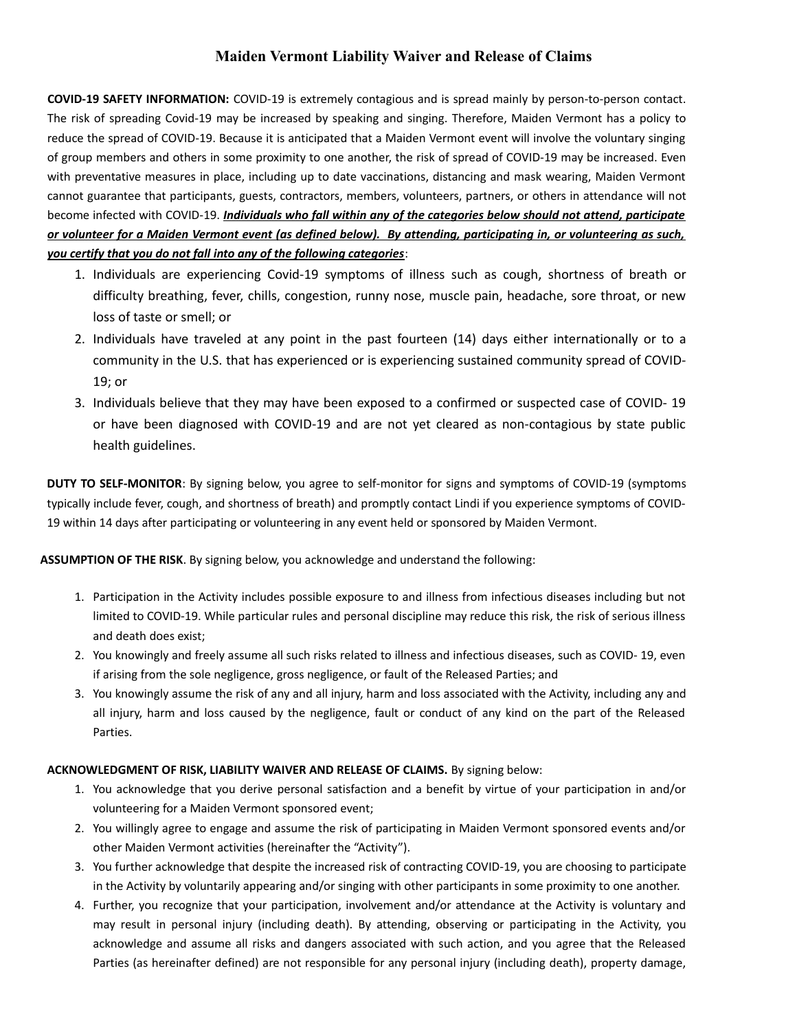# Maiden Vermont Liability Waiver and Release of Claims

**COVID-19 SAFETY INFORMATION:** COVID-19 is extremely contagious and is spread mainly by person-to-person contact. The risk of spreading Covid-19 may be increased by speaking and singing. Therefore, Maiden Vermont has a policy to reduce the spread of COVID-19. Because it is anticipated that a Maiden Vermont event will involve the voluntary singing of group members and others in some proximity to one another, the risk of spread of COVID-19 may be increased. Even with preventative measures in place, including up to date vaccinations, distancing and mask wearing, Maiden Vermont cannot guarantee that participants, guests, contractors, members, volunteers, partners, or others in attendance will not become infected with COVID-19. ***Individuals who fall within any of the categories below should not attend, participate or volunteer for a Maiden Vermont event (as defined below). By attending, participating in, or volunteering as such, you certify that you do not fall into any of the following categories***:

1. Individuals are experiencing Covid-19 symptoms of illness such as cough, shortness of breath or difficulty breathing, fever, chills, congestion, runny nose, muscle pain, headache, sore throat, or new loss of taste or smell; or
2. Individuals have traveled at any point in the past fourteen (14) days either internationally or to a community in the U.S. that has experienced or is experiencing sustained community spread of COVID-19; or
3. Individuals believe that they may have been exposed to a confirmed or suspected case of COVID- 19 or have been diagnosed with COVID-19 and are not yet cleared as non-contagious by state public health guidelines.

**DUTY TO SELF-MONITOR**: By signing below, you agree to self-monitor for signs and symptoms of COVID-19 (symptoms typically include fever, cough, and shortness of breath) and promptly contact Lindi if you experience symptoms of COVID-19 within 14 days after participating or volunteering in any event held or sponsored by Maiden Vermont.

**ASSUMPTION OF THE RISK**. By signing below, you acknowledge and understand the following:

1. Participation in the Activity includes possible exposure to and illness from infectious diseases including but not limited to COVID-19. While particular rules and personal discipline may reduce this risk, the risk of serious illness and death does exist;
2. You knowingly and freely assume all such risks related to illness and infectious diseases, such as COVID- 19, even if arising from the sole negligence, gross negligence, or fault of the Released Parties; and
3. You knowingly assume the risk of any and all injury, harm and loss associated with the Activity, including any and all injury, harm and loss caused by the negligence, fault or conduct of any kind on the part of the Released Parties.

**ACKNOWLEDGMENT OF RISK, LIABILITY WAIVER AND RELEASE OF CLAIMS.** By signing below:

1. You acknowledge that you derive personal satisfaction and a benefit by virtue of your participation in and/or volunteering for a Maiden Vermont sponsored event;
2. You willingly agree to engage and assume the risk of participating in Maiden Vermont sponsored events and/or other Maiden Vermont activities (hereinafter the "Activity").
3. You further acknowledge that despite the increased risk of contracting COVID-19, you are choosing to participate in the Activity by voluntarily appearing and/or singing with other participants in some proximity to one another.
4. Further, you recognize that your participation, involvement and/or attendance at the Activity is voluntary and may result in personal injury (including death). By attending, observing or participating in the Activity, you acknowledge and assume all risks and dangers associated with such action, and you agree that the Released Parties (as hereinafter defined) are not responsible for any personal injury (including death), property damage,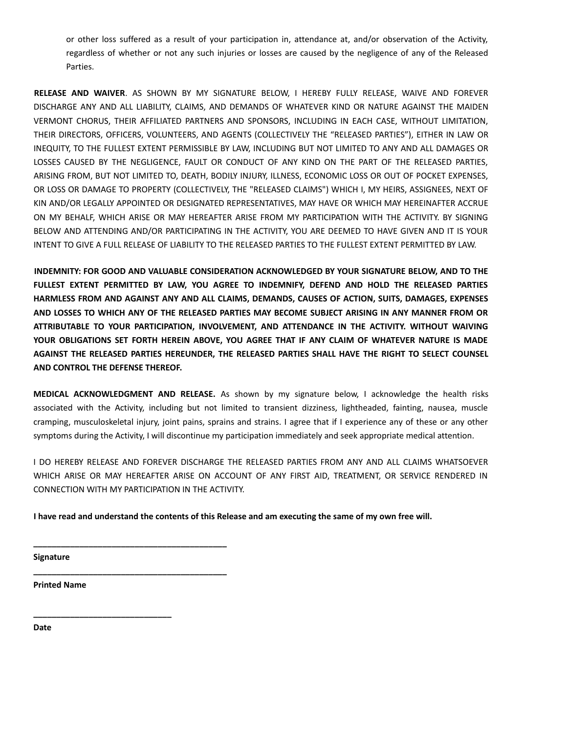or other loss suffered as a result of your participation in, attendance at, and/or observation of the Activity, regardless of whether or not any such injuries or losses are caused by the negligence of any of the Released Parties.

**RELEASE AND WAIVER**. AS SHOWN BY MY SIGNATURE BELOW, I HEREBY FULLY RELEASE, WAIVE AND FOREVER DISCHARGE ANY AND ALL LIABILITY, CLAIMS, AND DEMANDS OF WHATEVER KIND OR NATURE AGAINST THE MAIDEN VERMONT CHORUS, THEIR AFFILIATED PARTNERS AND SPONSORS, INCLUDING IN EACH CASE, WITHOUT LIMITATION, THEIR DIRECTORS, OFFICERS, VOLUNTEERS, AND AGENTS (COLLECTIVELY THE "RELEASED PARTIES"), EITHER IN LAW OR INEQUITY, TO THE FULLEST EXTENT PERMISSIBLE BY LAW, INCLUDING BUT NOT LIMITED TO ANY AND ALL DAMAGES OR LOSSES CAUSED BY THE NEGLIGENCE, FAULT OR CONDUCT OF ANY KIND ON THE PART OF THE RELEASED PARTIES, ARISING FROM, BUT NOT LIMITED TO, DEATH, BODILY INJURY, ILLNESS, ECONOMIC LOSS OR OUT OF POCKET EXPENSES, OR LOSS OR DAMAGE TO PROPERTY (COLLECTIVELY, THE "RELEASED CLAIMS") WHICH I, MY HEIRS, ASSIGNEES, NEXT OF KIN AND/OR LEGALLY APPOINTED OR DESIGNATED REPRESENTATIVES, MAY HAVE OR WHICH MAY HEREINAFTER ACCRUE ON MY BEHALF, WHICH ARISE OR MAY HEREAFTER ARISE FROM MY PARTICIPATION WITH THE ACTIVITY. BY SIGNING BELOW AND ATTENDING AND/OR PARTICIPATING IN THE ACTIVITY, YOU ARE DEEMED TO HAVE GIVEN AND IT IS YOUR INTENT TO GIVE A FULL RELEASE OF LIABILITY TO THE RELEASED PARTIES TO THE FULLEST EXTENT PERMITTED BY LAW.

**INDEMNITY: FOR GOOD AND VALUABLE CONSIDERATION ACKNOWLEDGED BY YOUR SIGNATURE BELOW, AND TO THE FULLEST EXTENT PERMITTED BY LAW, YOU AGREE TO INDEMNIFY, DEFEND AND HOLD THE RELEASED PARTIES HARMLESS FROM AND AGAINST ANY AND ALL CLAIMS, DEMANDS, CAUSES OF ACTION, SUITS, DAMAGES, EXPENSES AND LOSSES TO WHICH ANY OF THE RELEASED PARTIES MAY BECOME SUBJECT ARISING IN ANY MANNER FROM OR ATTRIBUTABLE TO YOUR PARTICIPATION, INVOLVEMENT, AND ATTENDANCE IN THE ACTIVITY. WITHOUT WAIVING YOUR OBLIGATIONS SET FORTH HEREIN ABOVE, YOU AGREE THAT IF ANY CLAIM OF WHATEVER NATURE IS MADE AGAINST THE RELEASED PARTIES HEREUNDER, THE RELEASED PARTIES SHALL HAVE THE RIGHT TO SELECT COUNSEL AND CONTROL THE DEFENSE THEREOF.**

**MEDICAL ACKNOWLEDGMENT AND RELEASE.** As shown by my signature below, I acknowledge the health risks associated with the Activity, including but not limited to transient dizziness, lightheaded, fainting, nausea, muscle cramping, musculoskeletal injury, joint pains, sprains and strains. I agree that if I experience any of these or any other symptoms during the Activity, I will discontinue my participation immediately and seek appropriate medical attention.

I DO HEREBY RELEASE AND FOREVER DISCHARGE THE RELEASED PARTIES FROM ANY AND ALL CLAIMS WHATSOEVER WHICH ARISE OR MAY HEREAFTER ARISE ON ACCOUNT OF ANY FIRST AID, TREATMENT, OR SERVICE RENDERED IN CONNECTION WITH MY PARTICIPATION IN THE ACTIVITY.

**I have read and understand the contents of this Release and am executing the same of my own free will.**

\_\_\_\_\_\_\_\_\_\_\_\_\_\_\_\_\_\_\_\_\_\_\_\_\_\_\_\_\_\_\_\_\_\_\_\_\_\_\_\_

**Signature**

\_\_\_\_\_\_\_\_\_\_\_\_\_\_\_\_\_\_\_\_\_\_\_\_\_\_\_\_\_\_\_\_\_\_\_\_\_\_\_\_

**Printed Name**

\_\_\_\_\_\_\_\_\_\_\_\_\_\_\_\_\_\_\_\_\_\_\_\_\_\_\_\_\_\_

**Date**